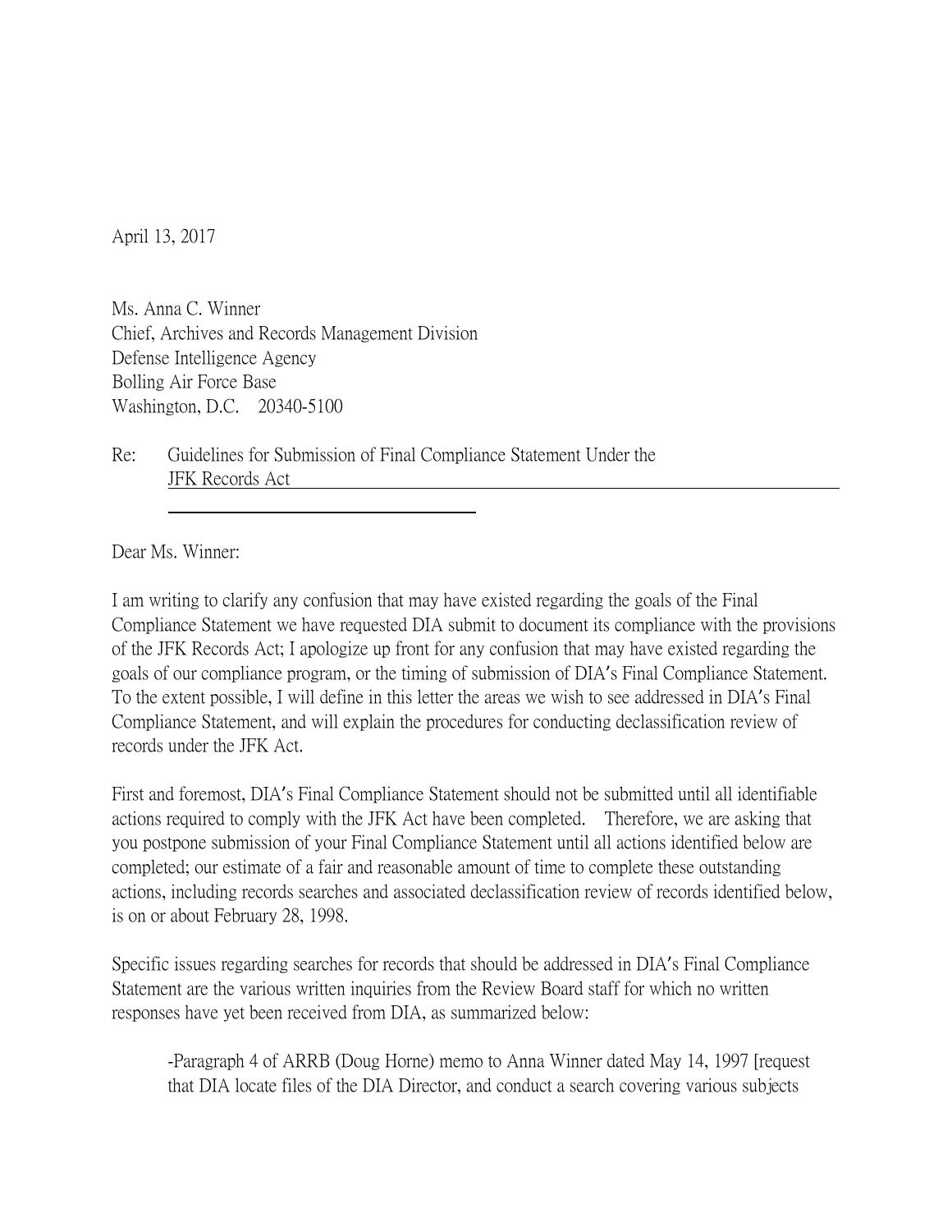April 13, 2017

Ms. Anna C. Winner
Chief, Archives and Records Management Division
Defense Intelligence Agency
Bolling Air Force Base
Washington, D.C. 20340-5100

Re: Guidelines for Submission of Final Compliance Statement Under the JFK Records Act

Dear Ms. Winner:

I am writing to clarify any confusion that may have existed regarding the goals of the Final Compliance Statement we have requested DIA submit to document its compliance with the provisions of the JFK Records Act; I apologize up front for any confusion that may have existed regarding the goals of our compliance program, or the timing of submission of DIA's Final Compliance Statement. To the extent possible, I will define in this letter the areas we wish to see addressed in DIA's Final Compliance Statement, and will explain the procedures for conducting declassification review of records under the JFK Act.

First and foremost, DIA's Final Compliance Statement should not be submitted until all identifiable actions required to comply with the JFK Act have been completed. Therefore, we are asking that you postpone submission of your Final Compliance Statement until all actions identified below are completed; our estimate of a fair and reasonable amount of time to complete these outstanding actions, including records searches and associated declassification review of records identified below, is on or about February 28, 1998.

Specific issues regarding searches for records that should be addressed in DIA's Final Compliance Statement are the various written inquiries from the Review Board staff for which no written responses have yet been received from DIA, as summarized below:

> -Paragraph 4 of ARRB (Doug Horne) memo to Anna Winner dated May 14, 1997 [request that DIA locate files of the DIA Director, and conduct a search covering various subjects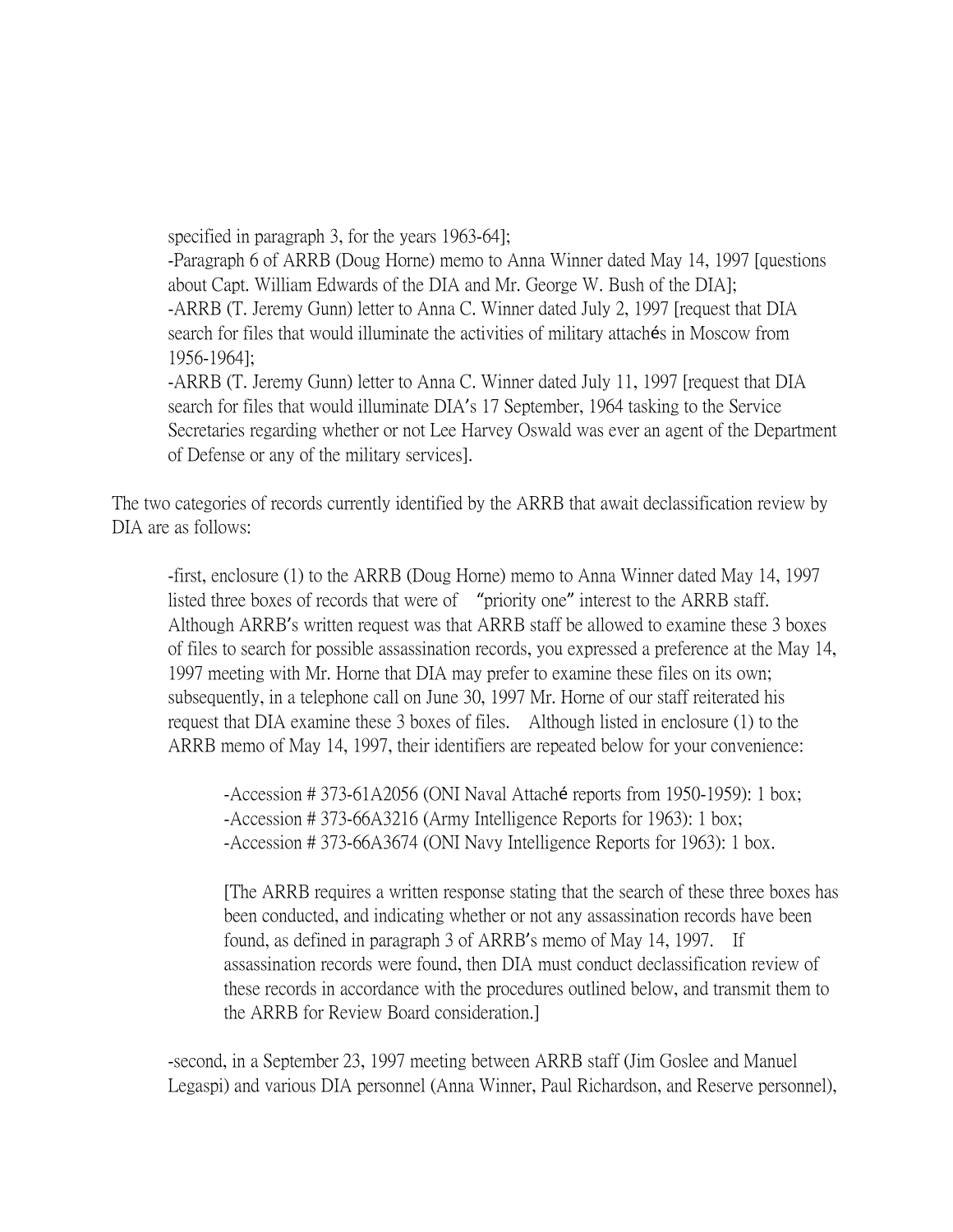specified in paragraph 3, for the years 1963-64];

-Paragraph 6 of ARRB (Doug Horne) memo to Anna Winner dated May 14, 1997 [questions about Capt. William Edwards of the DIA and Mr. George W. Bush of the DIA];

-ARRB (T. Jeremy Gunn) letter to Anna C. Winner dated July 2, 1997 [request that DIA search for files that would illuminate the activities of military attachés in Moscow from 1956-1964];

-ARRB (T. Jeremy Gunn) letter to Anna C. Winner dated July 11, 1997 [request that DIA search for files that would illuminate DIA's 17 September, 1964 tasking to the Service Secretaries regarding whether or not Lee Harvey Oswald was ever an agent of the Department of Defense or any of the military services].

The two categories of records currently identified by the ARRB that await declassification review by DIA are as follows:

-first, enclosure (1) to the ARRB (Doug Horne) memo to Anna Winner dated May 14, 1997 listed three boxes of records that were of "priority one" interest to the ARRB staff. Although ARRB's written request was that ARRB staff be allowed to examine these 3 boxes of files to search for possible assassination records, you expressed a preference at the May 14, 1997 meeting with Mr. Horne that DIA may prefer to examine these files on its own; subsequently, in a telephone call on June 30, 1997 Mr. Horne of our staff reiterated his request that DIA examine these 3 boxes of files. Although listed in enclosure (1) to the ARRB memo of May 14, 1997, their identifiers are repeated below for your convenience:

-Accession # 373-61A2056 (ONI Naval Attaché reports from 1950-1959): 1 box;
-Accession # 373-66A3216 (Army Intelligence Reports for 1963): 1 box;
-Accession # 373-66A3674 (ONI Navy Intelligence Reports for 1963): 1 box.

[The ARRB requires a written response stating that the search of these three boxes has been conducted, and indicating whether or not any assassination records have been found, as defined in paragraph 3 of ARRB's memo of May 14, 1997. If assassination records were found, then DIA must conduct declassification review of these records in accordance with the procedures outlined below, and transmit them to the ARRB for Review Board consideration.]

-second, in a September 23, 1997 meeting between ARRB staff (Jim Goslee and Manuel Legaspi) and various DIA personnel (Anna Winner, Paul Richardson, and Reserve personnel),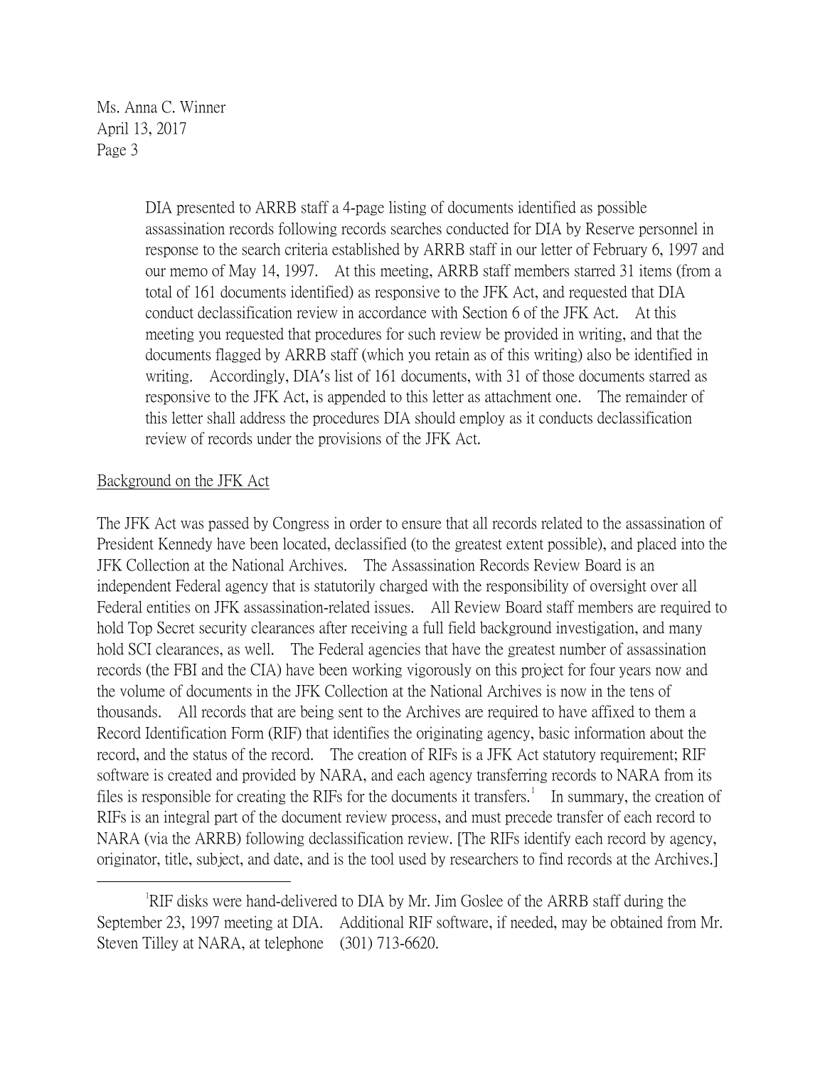DIA presented to ARRB staff a 4-page listing of documents identified as possible assassination records following records searches conducted for DIA by Reserve personnel in response to the search criteria established by ARRB staff in our letter of February 6, 1997 and our memo of May 14, 1997. At this meeting, ARRB staff members starred 31 items (from a total of 161 documents identified) as responsive to the JFK Act, and requested that DIA conduct declassification review in accordance with Section 6 of the JFK Act. At this meeting you requested that procedures for such review be provided in writing, and that the documents flagged by ARRB staff (which you retain as of this writing) also be identified in writing. Accordingly, DIA's list of 161 documents, with 31 of those documents starred as responsive to the JFK Act, is appended to this letter as attachment one. The remainder of this letter shall address the procedures DIA should employ as it conducts declassification review of records under the provisions of the JFK Act.

Background on the JFK Act

The JFK Act was passed by Congress in order to ensure that all records related to the assassination of President Kennedy have been located, declassified (to the greatest extent possible), and placed into the JFK Collection at the National Archives. The Assassination Records Review Board is an independent Federal agency that is statutorily charged with the responsibility of oversight over all Federal entities on JFK assassination-related issues. All Review Board staff members are required to hold Top Secret security clearances after receiving a full field background investigation, and many hold SCI clearances, as well. The Federal agencies that have the greatest number of assassination records (the FBI and the CIA) have been working vigorously on this project for four years now and the volume of documents in the JFK Collection at the National Archives is now in the tens of thousands. All records that are being sent to the Archives are required to have affixed to them a Record Identification Form (RIF) that identifies the originating agency, basic information about the record, and the status of the record. The creation of RIFs is a JFK Act statutory requirement; RIF software is created and provided by NARA, and each agency transferring records to NARA from its files is responsible for creating the RIFs for the documents it transfers.[1] In summary, the creation of RIFs is an integral part of the document review process, and must precede transfer of each record to NARA (via the ARRB) following declassification review. [The RIFs identify each record by agency, originator, title, subject, and date, and is the tool used by researchers to find records at the Archives.]

[1] RIF disks were hand-delivered to DIA by Mr. Jim Goslee of the ARRB staff during the September 23, 1997 meeting at DIA. Additional RIF software, if needed, may be obtained from Mr. Steven Tilley at NARA, at telephone (301) 713-6620.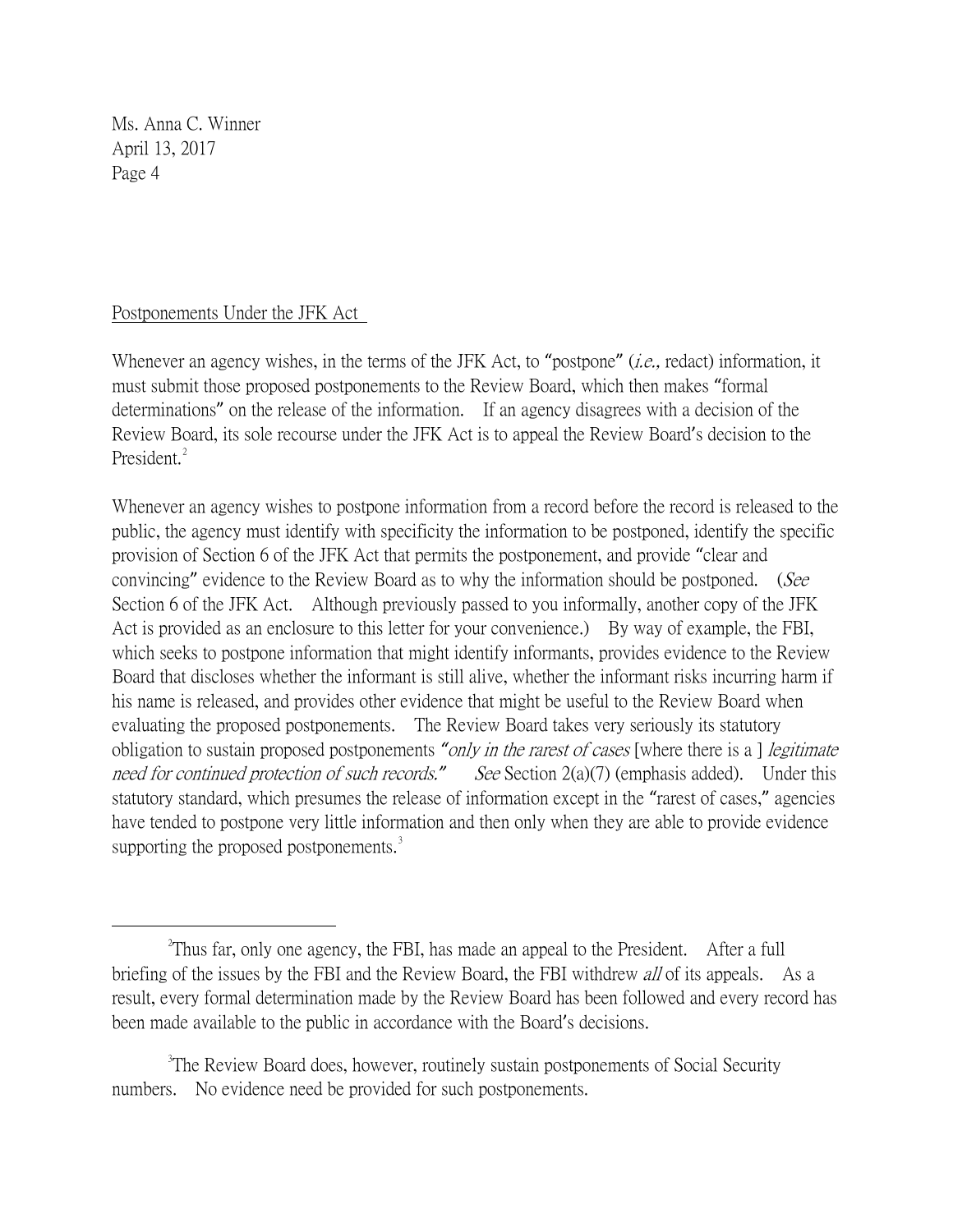Postponements Under the JFK Act

Whenever an agency wishes, in the terms of the JFK Act, to "postpone" (*i.e.,* redact) information, it must submit those proposed postponements to the Review Board, which then makes "formal determinations" on the release of the information. If an agency disagrees with a decision of the Review Board, its sole recourse under the JFK Act is to appeal the Review Board's decision to the President.[2]

Whenever an agency wishes to postpone information from a record before the record is released to the public, the agency must identify with specificity the information to be postponed, identify the specific provision of Section 6 of the JFK Act that permits the postponement, and provide "clear and convincing" evidence to the Review Board as to why the information should be postponed. (*See* Section 6 of the JFK Act. Although previously passed to you informally, another copy of the JFK Act is provided as an enclosure to this letter for your convenience.) By way of example, the FBI, which seeks to postpone information that might identify informants, provides evidence to the Review Board that discloses whether the informant is still alive, whether the informant risks incurring harm if his name is released, and provides other evidence that might be useful to the Review Board when evaluating the proposed postponements. The Review Board takes very seriously its statutory obligation to sustain proposed postponements *"only in the rarest of cases* [where there is a ] *legitimate need for continued protection of such records."* *See* Section 2(a)(7) (emphasis added). Under this statutory standard, which presumes the release of information except in the "rarest of cases," agencies have tended to postpone very little information and then only when they are able to provide evidence supporting the proposed postponements.[3]

---

[2] Thus far, only one agency, the FBI, has made an appeal to the President. After a full briefing of the issues by the FBI and the Review Board, the FBI withdrew *all* of its appeals. As a result, every formal determination made by the Review Board has been followed and every record has been made available to the public in accordance with the Board's decisions.

[3] The Review Board does, however, routinely sustain postponements of Social Security numbers. No evidence need be provided for such postponements.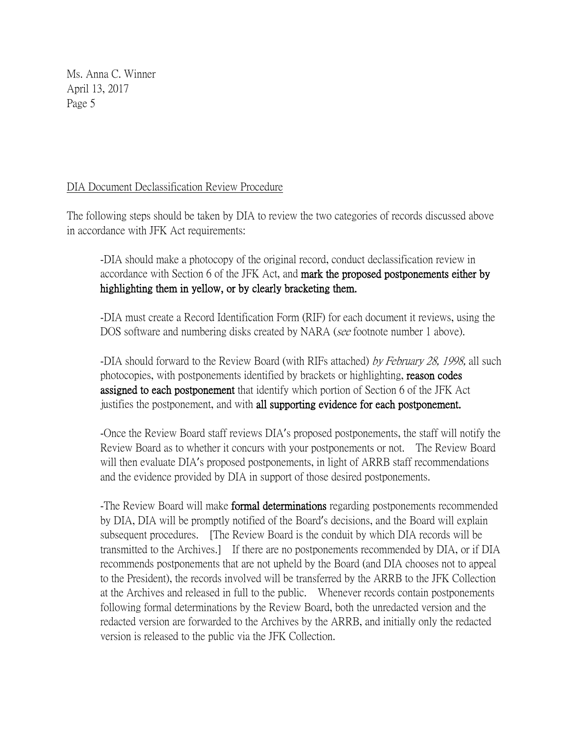Ms. Anna C. Winner
April 13, 2017

DIA Document Declassification Review Procedure

The following steps should be taken by DIA to review the two categories of records discussed above in accordance with JFK Act requirements:

-DIA should make a photocopy of the original record, conduct declassification review in accordance with Section 6 of the JFK Act, and **mark the proposed postponements either by highlighting them in yellow, or by clearly bracketing them.**

-DIA must create a Record Identification Form (RIF) for each document it reviews, using the DOS software and numbering disks created by NARA (*see* footnote number 1 above).

-DIA should forward to the Review Board (with RIFs attached) *by February 28, 1998,* all such photocopies, with postponements identified by brackets or highlighting, **reason codes assigned to each postponement** that identify which portion of Section 6 of the JFK Act justifies the postponement, and with **all supporting evidence for each postponement.**

-Once the Review Board staff reviews DIA's proposed postponements, the staff will notify the Review Board as to whether it concurs with your postponements or not. The Review Board will then evaluate DIA's proposed postponements, in light of ARRB staff recommendations and the evidence provided by DIA in support of those desired postponements.

-The Review Board will make **formal determinations** regarding postponements recommended by DIA, DIA will be promptly notified of the Board's decisions, and the Board will explain subsequent procedures. [The Review Board is the conduit by which DIA records will be transmitted to the Archives.] If there are no postponements recommended by DIA, or if DIA recommends postponements that are not upheld by the Board (and DIA chooses not to appeal to the President), the records involved will be transferred by the ARRB to the JFK Collection at the Archives and released in full to the public. Whenever records contain postponements following formal determinations by the Review Board, both the unredacted version and the redacted version are forwarded to the Archives by the ARRB, and initially only the redacted version is released to the public via the JFK Collection.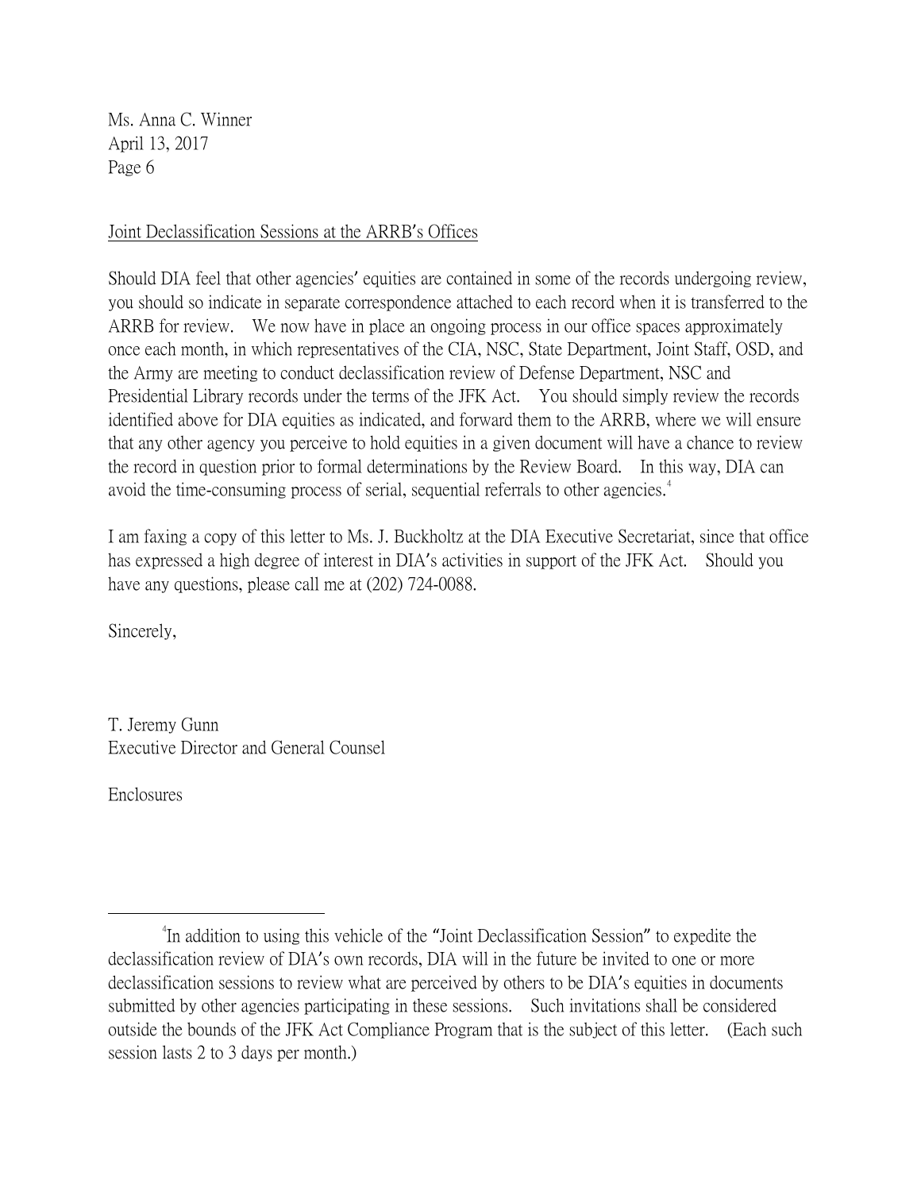Ms. Anna C. Winner
April 13, 2017
Page 6

Joint Declassification Sessions at the ARRB's Offices

Should DIA feel that other agencies' equities are contained in some of the records undergoing review, you should so indicate in separate correspondence attached to each record when it is transferred to the ARRB for review. We now have in place an ongoing process in our office spaces approximately once each month, in which representatives of the CIA, NSC, State Department, Joint Staff, OSD, and the Army are meeting to conduct declassification review of Defense Department, NSC and Presidential Library records under the terms of the JFK Act. You should simply review the records identified above for DIA equities as indicated, and forward them to the ARRB, where we will ensure that any other agency you perceive to hold equities in a given document will have a chance to review the record in question prior to formal determinations by the Review Board. In this way, DIA can avoid the time-consuming process of serial, sequential referrals to other agencies.[4]

I am faxing a copy of this letter to Ms. J. Buckholtz at the DIA Executive Secretariat, since that office has expressed a high degree of interest in DIA's activities in support of the JFK Act. Should you have any questions, please call me at (202) 724-0088.

Sincerely,

T. Jeremy Gunn
Executive Director and General Counsel

Enclosures

---

[4]In addition to using this vehicle of the "Joint Declassification Session" to expedite the declassification review of DIA's own records, DIA will in the future be invited to one or more declassification sessions to review what are perceived by others to be DIA's equities in documents submitted by other agencies participating in these sessions. Such invitations shall be considered outside the bounds of the JFK Act Compliance Program that is the subject of this letter. (Each such session lasts 2 to 3 days per month.)